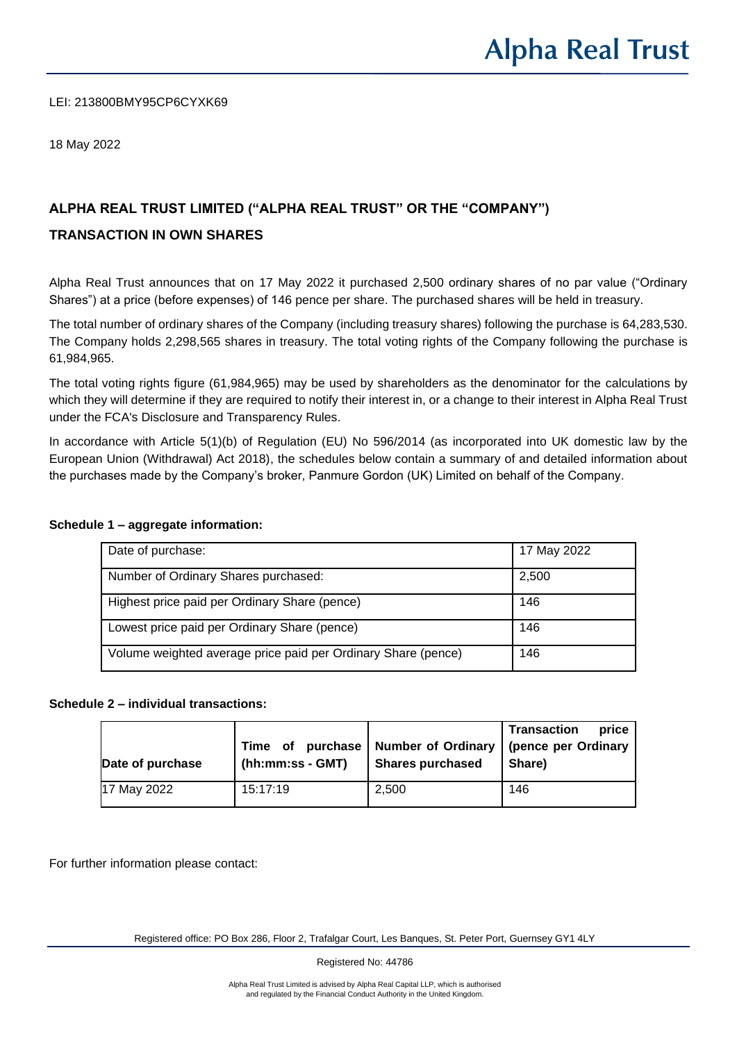# Alpha Real Trust

LEI: 213800BMY95CP6CYXK69

18 May 2022

## ALPHA REAL TRUST LIMITED ("ALPHA REAL TRUST" OR THE "COMPANY")

## TRANSACTION IN OWN SHARES

Alpha Real Trust announces that on 17 May 2022 it purchased 2,500 ordinary shares of no par value ("Ordinary Shares") at a price (before expenses) of 146 pence per share. The purchased shares will be held in treasury.

The total number of ordinary shares of the Company (including treasury shares) following the purchase is 64,283,530. The Company holds 2,298,565 shares in treasury. The total voting rights of the Company following the purchase is 61,984,965.

The total voting rights figure (61,984,965) may be used by shareholders as the denominator for the calculations by which they will determine if they are required to notify their interest in, or a change to their interest in Alpha Real Trust under the FCA's Disclosure and Transparency Rules.

In accordance with Article 5(1)(b) of Regulation (EU) No 596/2014 (as incorporated into UK domestic law by the European Union (Withdrawal) Act 2018), the schedules below contain a summary of and detailed information about the purchases made by the Company's broker, Panmure Gordon (UK) Limited on behalf of the Company.

**Schedule 1 – aggregate information:**

| | |
|---|---|
| Date of purchase: | 17 May 2022 |
| Number of Ordinary Shares purchased: | 2,500 |
| Highest price paid per Ordinary Share (pence) | 146 |
| Lowest price paid per Ordinary Share (pence) | 146 |
| Volume weighted average price paid per Ordinary Share (pence) | 146 |

**Schedule 2 – individual transactions:**

| Date of purchase | Time of purchase (hh:mm:ss - GMT) | Number of Ordinary Shares purchased | Transaction price (pence per Ordinary Share) |
|---|---|---|---|
| 17 May 2022 | 15:17:19 | 2,500 | 146 |

For further information please contact:

Registered office: PO Box 286, Floor 2, Trafalgar Court, Les Banques, St. Peter Port, Guernsey GY1 4LY

Registered No: 44786

Alpha Real Trust Limited is advised by Alpha Real Capital LLP, which is authorised and regulated by the Financial Conduct Authority in the United Kingdom.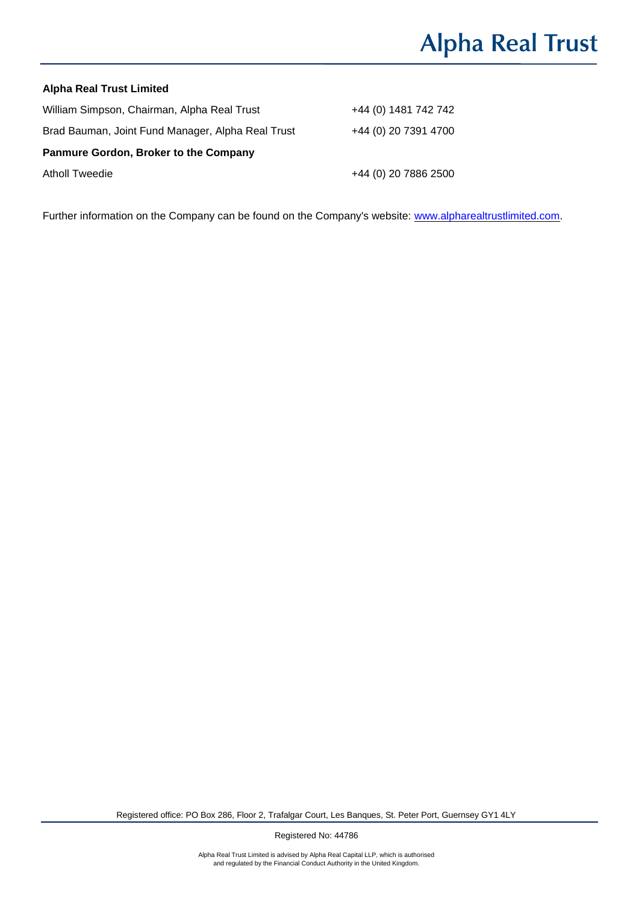| | |
|---|---|
| **Alpha Real Trust Limited** | |
| William Simpson, Chairman, Alpha Real Trust | +44 (0) 1481 742 742 |
| Brad Bauman, Joint Fund Manager, Alpha Real Trust | +44 (0) 20 7391 4700 |
| **Panmure Gordon, Broker to the Company** | |
| Atholl Tweedie | +44 (0) 20 7886 2500 |

Further information on the Company can be found on the Company's website: www.alpharealtrustlimited.com.

Registered office: PO Box 286, Floor 2, Trafalgar Court, Les Banques, St. Peter Port, Guernsey GY1 4LY

Registered No: 44786

Alpha Real Trust Limited is advised by Alpha Real Capital LLP, which is authorised and regulated by the Financial Conduct Authority in the United Kingdom.